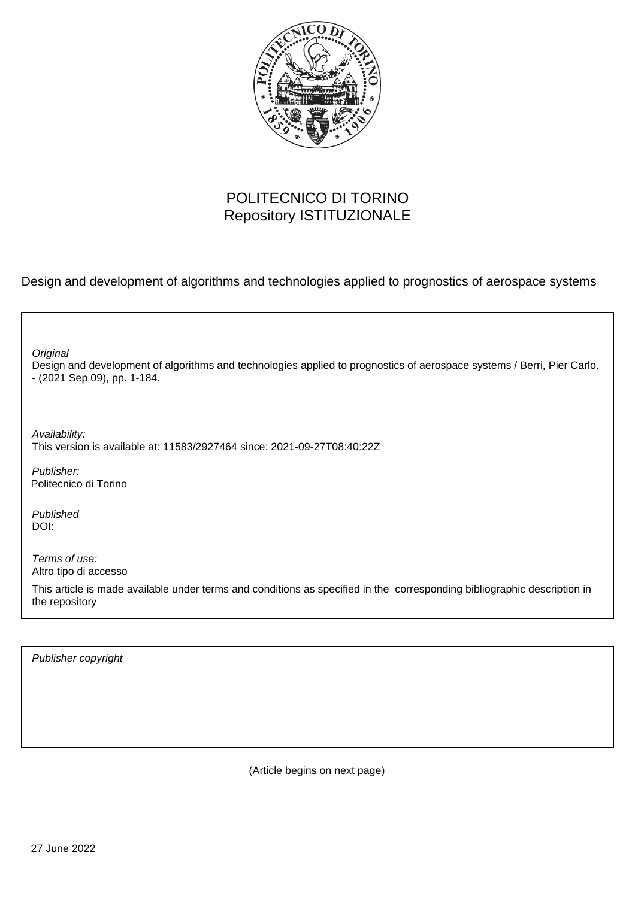POLITECNICO DI TORINO
Repository ISTITUZIONALE

Design and development of algorithms and technologies applied to prognostics of aerospace systems

*Original*
Design and development of algorithms and technologies applied to prognostics of aerospace systems / Berri, Pier Carlo. - (2021 Sep 09), pp. 1-184.

*Availability:*
This version is available at: 11583/2927464 since: 2021-09-27T08:40:22Z

*Publisher:*
Politecnico di Torino

*Published*
DOI:

*Terms of use:*
Altro tipo di accesso

This article is made available under terms and conditions as specified in the corresponding bibliographic description in the repository

*Publisher copyright*

(Article begins on next page)

27 June 2022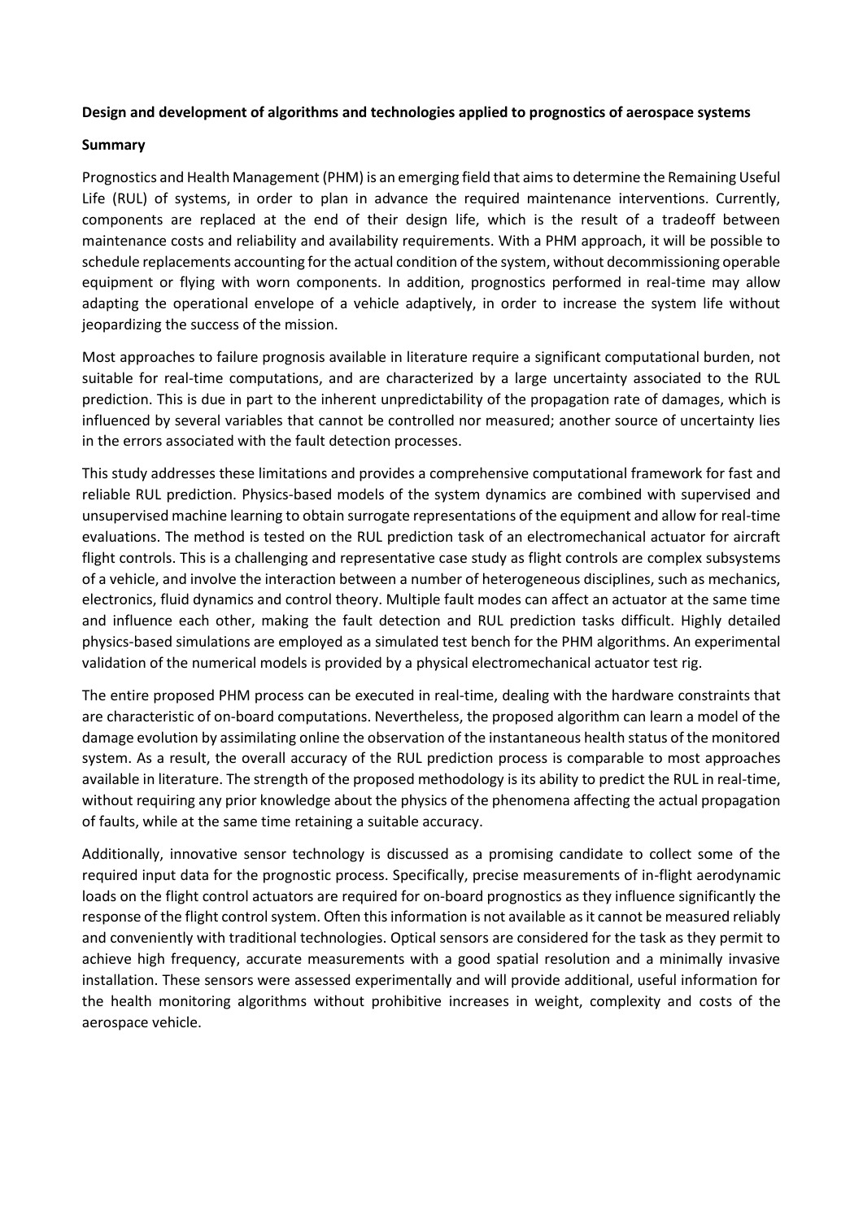**Design and development of algorithms and technologies applied to prognostics of aerospace systems**

**Summary**

Prognostics and Health Management (PHM) is an emerging field that aims to determine the Remaining Useful Life (RUL) of systems, in order to plan in advance the required maintenance interventions. Currently, components are replaced at the end of their design life, which is the result of a tradeoff between maintenance costs and reliability and availability requirements. With a PHM approach, it will be possible to schedule replacements accounting for the actual condition of the system, without decommissioning operable equipment or flying with worn components. In addition, prognostics performed in real-time may allow adapting the operational envelope of a vehicle adaptively, in order to increase the system life without jeopardizing the success of the mission.

Most approaches to failure prognosis available in literature require a significant computational burden, not suitable for real-time computations, and are characterized by a large uncertainty associated to the RUL prediction. This is due in part to the inherent unpredictability of the propagation rate of damages, which is influenced by several variables that cannot be controlled nor measured; another source of uncertainty lies in the errors associated with the fault detection processes.

This study addresses these limitations and provides a comprehensive computational framework for fast and reliable RUL prediction. Physics-based models of the system dynamics are combined with supervised and unsupervised machine learning to obtain surrogate representations of the equipment and allow for real-time evaluations. The method is tested on the RUL prediction task of an electromechanical actuator for aircraft flight controls. This is a challenging and representative case study as flight controls are complex subsystems of a vehicle, and involve the interaction between a number of heterogeneous disciplines, such as mechanics, electronics, fluid dynamics and control theory. Multiple fault modes can affect an actuator at the same time and influence each other, making the fault detection and RUL prediction tasks difficult. Highly detailed physics-based simulations are employed as a simulated test bench for the PHM algorithms. An experimental validation of the numerical models is provided by a physical electromechanical actuator test rig.

The entire proposed PHM process can be executed in real-time, dealing with the hardware constraints that are characteristic of on-board computations. Nevertheless, the proposed algorithm can learn a model of the damage evolution by assimilating online the observation of the instantaneous health status of the monitored system. As a result, the overall accuracy of the RUL prediction process is comparable to most approaches available in literature. The strength of the proposed methodology is its ability to predict the RUL in real-time, without requiring any prior knowledge about the physics of the phenomena affecting the actual propagation of faults, while at the same time retaining a suitable accuracy.

Additionally, innovative sensor technology is discussed as a promising candidate to collect some of the required input data for the prognostic process. Specifically, precise measurements of in-flight aerodynamic loads on the flight control actuators are required for on-board prognostics as they influence significantly the response of the flight control system. Often this information is not available as it cannot be measured reliably and conveniently with traditional technologies. Optical sensors are considered for the task as they permit to achieve high frequency, accurate measurements with a good spatial resolution and a minimally invasive installation. These sensors were assessed experimentally and will provide additional, useful information for the health monitoring algorithms without prohibitive increases in weight, complexity and costs of the aerospace vehicle.